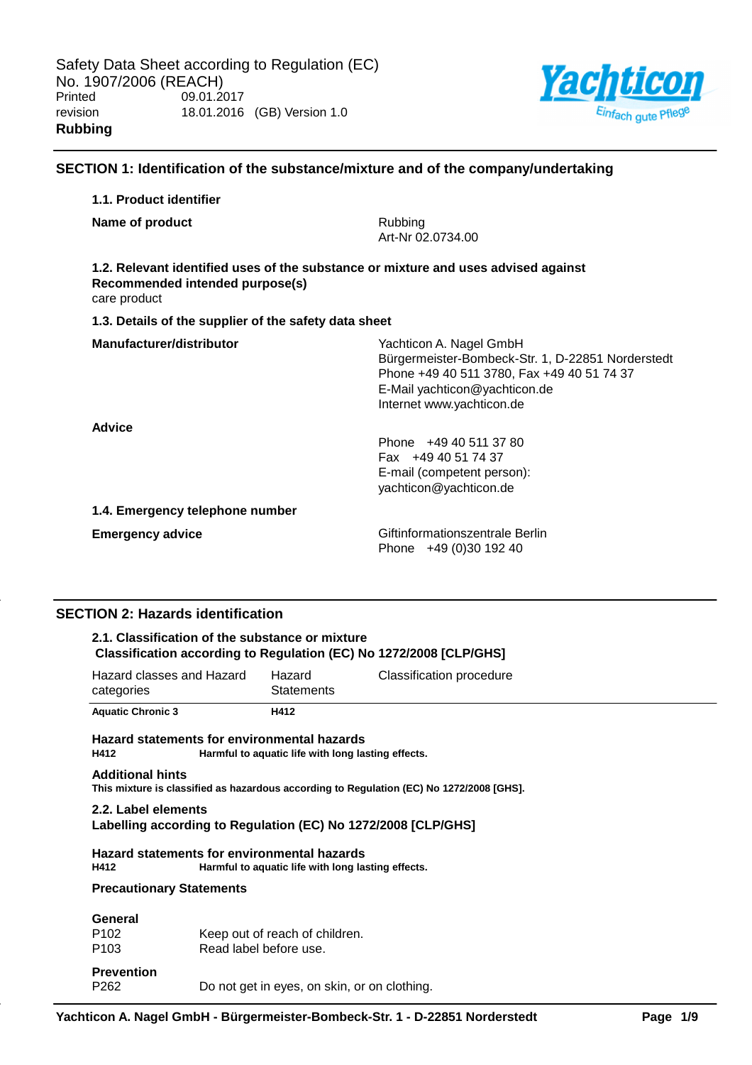Safety Data Sheet according to Regulation (EC) No. 1907/2006 (REACH)

Printed 09.01.2017

revision 18.01.2016 (GB) Version 1.0

**Rubbing**

## SECTION 1: Identification of the substance/mixture and of the company/undertaking

### 1.1. Product identifier

**Name of product**

Rubbing
Art-Nr 02.0734.00

### 1.2. Relevant identified uses of the substance or mixture and uses advised against

**Recommended intended purpose(s)**

care product

### 1.3. Details of the supplier of the safety data sheet

**Manufacturer/distributor**

Yachticon A. Nagel GmbH
Bürgermeister-Bombeck-Str. 1, D-22851 Norderstedt
Phone +49 40 511 3780, Fax +49 40 51 74 37
E-Mail yachticon@yachticon.de
Internet www.yachticon.de

**Advice**

Phone +49 40 511 37 80
Fax +49 40 51 74 37
E-mail (competent person):
yachticon@yachticon.de

### 1.4. Emergency telephone number

**Emergency advice**

Giftinformationszentrale Berlin
Phone +49 (0)30 192 40

## SECTION 2: Hazards identification

### 2.1. Classification of the substance or mixture

**Classification according to Regulation (EC) No 1272/2008 [CLP/GHS]**

| Hazard classes and Hazard categories | Hazard Statements | Classification procedure |
|---|---|---|
| **Aquatic Chronic 3** | **H412** | |

**Hazard statements for environmental hazards**

**H412** **Harmful to aquatic life with long lasting effects.**

**Additional hints**

**This mixture is classified as hazardous according to Regulation (EC) No 1272/2008 [GHS].**

### 2.2. Label elements

**Labelling according to Regulation (EC) No 1272/2008 [CLP/GHS]**

**Hazard statements for environmental hazards**

**H412** **Harmful to aquatic life with long lasting effects.**

**Precautionary Statements**

**General**

P102 Keep out of reach of children.
P103 Read label before use.

**Prevention**

P262 Do not get in eyes, on skin, or on clothing.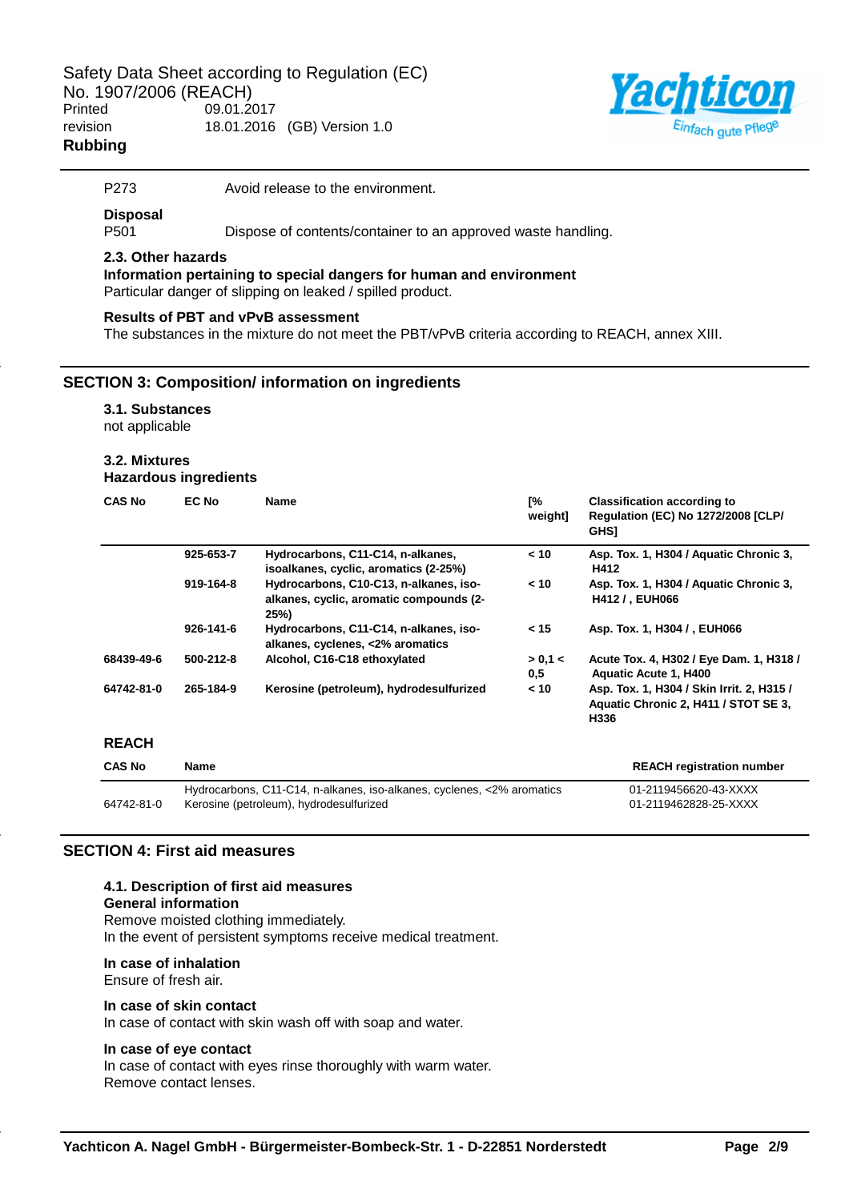| | |
|---|---|
| P273 | Avoid release to the environment. |

**Disposal**

| | |
|---|---|
| P501 | Dispose of contents/container to an approved waste handling. |

### 2.3. Other hazards

**Information pertaining to special dangers for human and environment**

Particular danger of slipping on leaked / spilled product.

**Results of PBT and vPvB assessment**

The substances in the mixture do not meet the PBT/vPvB criteria according to REACH, annex XIII.

## SECTION 3: Composition/ information on ingredients

### 3.1. Substances

not applicable

### 3.2. Mixtures

**Hazardous ingredients**

| CAS No | EC No | Name | [% weight] | Classification according to Regulation (EC) No 1272/2008 [CLP/ GHS] |
|---|---|---|---|---|
| | 925-653-7 | Hydrocarbons, C11-C14, n-alkanes, isoalkanes, cyclic, aromatics (2-25%) | < 10 | Asp. Tox. 1, H304 / Aquatic Chronic 3, H412 |
| | 919-164-8 | Hydrocarbons, C10-C13, n-alkanes, iso-alkanes, cyclic, aromatic compounds (2-25%) | < 10 | Asp. Tox. 1, H304 / Aquatic Chronic 3, H412 / , EUH066 |
| | 926-141-6 | Hydrocarbons, C11-C14, n-alkanes, iso-alkanes, cyclenes, <2% aromatics | < 15 | Asp. Tox. 1, H304 / , EUH066 |
| 68439-49-6 | 500-212-8 | Alcohol, C16-C18 ethoxylated | > 0,1 < 0,5 | Acute Tox. 4, H302 / Eye Dam. 1, H318 / Aquatic Acute 1, H400 |
| 64742-81-0 | 265-184-9 | Kerosine (petroleum), hydrodesulfurized | < 10 | Asp. Tox. 1, H304 / Skin Irrit. 2, H315 / Aquatic Chronic 2, H411 / STOT SE 3, H336 |

**REACH**

| CAS No | Name | REACH registration number |
|---|---|---|
| | Hydrocarbons, C11-C14, n-alkanes, iso-alkanes, cyclenes, <2% aromatics | 01-2119456620-43-XXXX |
| 64742-81-0 | Kerosine (petroleum), hydrodesulfurized | 01-2119462828-25-XXXX |

## SECTION 4: First aid measures

### 4.1. Description of first aid measures

**General information**

Remove moisted clothing immediately.
In the event of persistent symptoms receive medical treatment.

**In case of inhalation**

Ensure of fresh air.

**In case of skin contact**

In case of contact with skin wash off with soap and water.

**In case of eye contact**

In case of contact with eyes rinse thoroughly with warm water.
Remove contact lenses.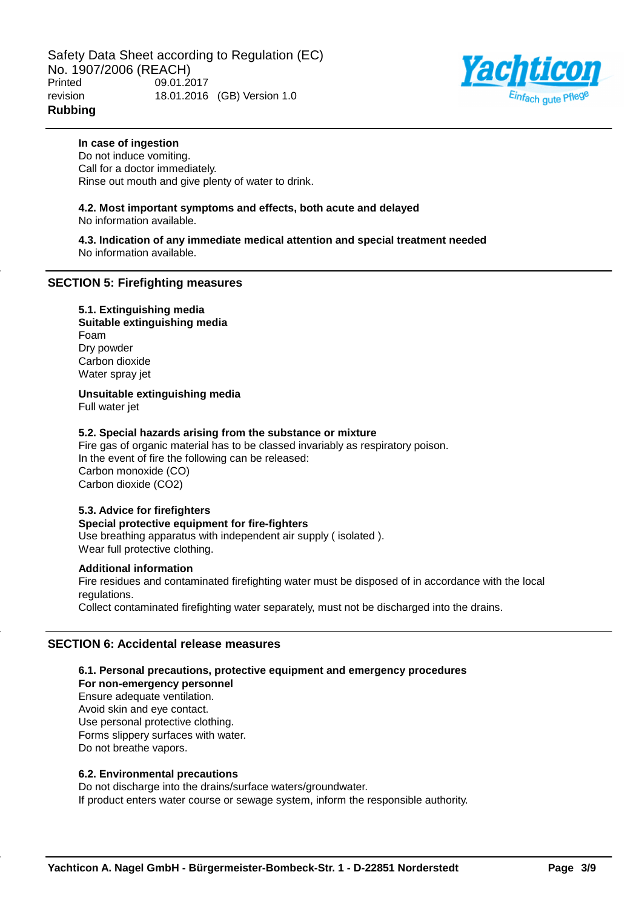**In case of ingestion**

Do not induce vomiting.
Call for a doctor immediately.
Rinse out mouth and give plenty of water to drink.

**4.2. Most important symptoms and effects, both acute and delayed**

No information available.

**4.3. Indication of any immediate medical attention and special treatment needed**

No information available.

## SECTION 5: Firefighting measures

**5.1. Extinguishing media**

**Suitable extinguishing media**

Foam
Dry powder
Carbon dioxide
Water spray jet

**Unsuitable extinguishing media**

Full water jet

**5.2. Special hazards arising from the substance or mixture**

Fire gas of organic material has to be classed invariably as respiratory poison.
In the event of fire the following can be released:
Carbon monoxide (CO)
Carbon dioxide ($CO_2$)

**5.3. Advice for firefighters**

**Special protective equipment for fire-fighters**

Use breathing apparatus with independent air supply ( isolated ).
Wear full protective clothing.

**Additional information**

Fire residues and contaminated firefighting water must be disposed of in accordance with the local regulations.
Collect contaminated firefighting water separately, must not be discharged into the drains.

## SECTION 6: Accidental release measures

**6.1. Personal precautions, protective equipment and emergency procedures**

**For non-emergency personnel**

Ensure adequate ventilation.
Avoid skin and eye contact.
Use personal protective clothing.
Forms slippery surfaces with water.
Do not breathe vapors.

**6.2. Environmental precautions**

Do not discharge into the drains/surface waters/groundwater.
If product enters water course or sewage system, inform the responsible authority.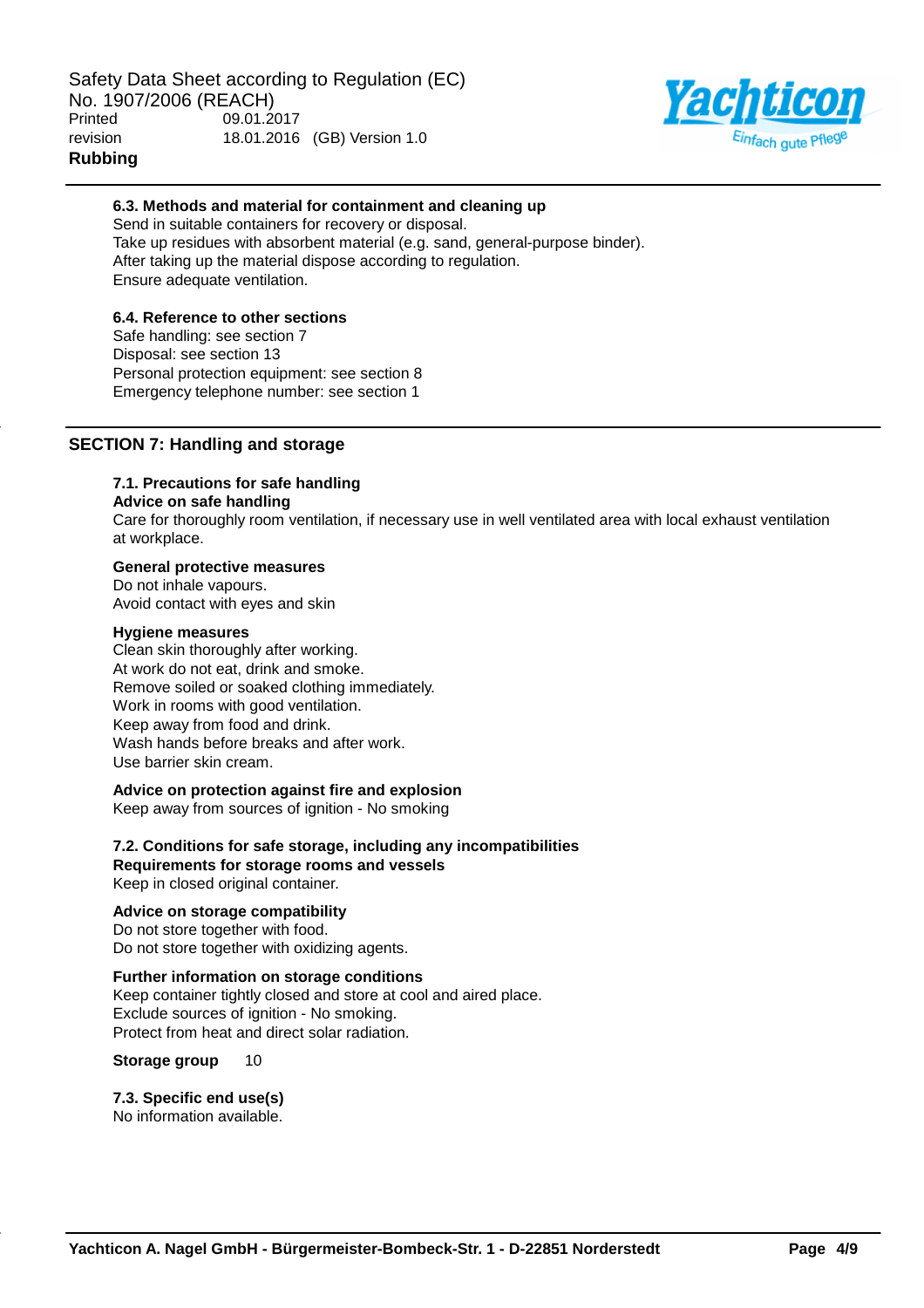### 6.3. Methods and material for containment and cleaning up

Send in suitable containers for recovery or disposal.
Take up residues with absorbent material (e.g. sand, general-purpose binder).
After taking up the material dispose according to regulation.
Ensure adequate ventilation.

### 6.4. Reference to other sections

Safe handling: see section 7
Disposal: see section 13
Personal protection equipment: see section 8
Emergency telephone number: see section 1

## SECTION 7: Handling and storage

### 7.1. Precautions for safe handling

**Advice on safe handling**

Care for thoroughly room ventilation, if necessary use in well ventilated area with local exhaust ventilation at workplace.

**General protective measures**

Do not inhale vapours.
Avoid contact with eyes and skin

**Hygiene measures**

Clean skin thoroughly after working.
At work do not eat, drink and smoke.
Remove soiled or soaked clothing immediately.
Work in rooms with good ventilation.
Keep away from food and drink.
Wash hands before breaks and after work.
Use barrier skin cream.

**Advice on protection against fire and explosion**

Keep away from sources of ignition - No smoking

### 7.2. Conditions for safe storage, including any incompatibilities

**Requirements for storage rooms and vessels**

Keep in closed original container.

**Advice on storage compatibility**

Do not store together with food.
Do not store together with oxidizing agents.

**Further information on storage conditions**

Keep container tightly closed and store at cool and aired place.
Exclude sources of ignition - No smoking.
Protect from heat and direct solar radiation.

**Storage group** 10

### 7.3. Specific end use(s)

No information available.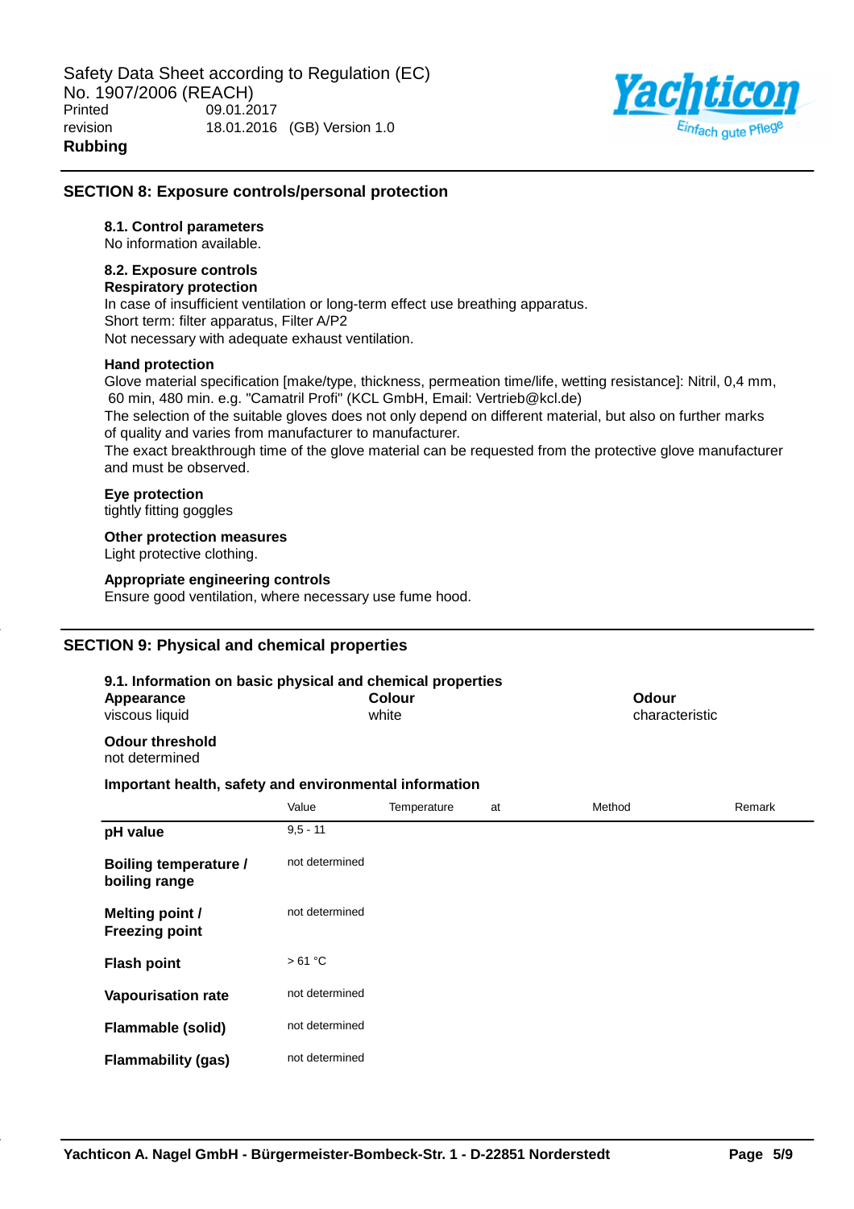## SECTION 8: Exposure controls/personal protection

### 8.1. Control parameters

No information available.

### 8.2. Exposure controls

**Respiratory protection**

In case of insufficient ventilation or long-term effect use breathing apparatus.
Short term: filter apparatus, Filter A/P2
Not necessary with adequate exhaust ventilation.

**Hand protection**

Glove material specification [make/type, thickness, permeation time/life, wetting resistance]: Nitril, 0,4 mm, 60 min, 480 min. e.g. "Camatril Profi" (KCL GmbH, Email: Vertrieb@kcl.de)
The selection of the suitable gloves does not only depend on different material, but also on further marks of quality and varies from manufacturer to manufacturer.
The exact breakthrough time of the glove material can be requested from the protective glove manufacturer and must be observed.

**Eye protection**

tightly fitting goggles

**Other protection measures**

Light protective clothing.

**Appropriate engineering controls**

Ensure good ventilation, where necessary use fume hood.

## SECTION 9: Physical and chemical properties

### 9.1. Information on basic physical and chemical properties

**Appearance**
viscous liquid

**Colour**
white

**Odour**
characteristic

**Odour threshold**
not determined

**Important health, safety and environmental information**

| | Value | Temperature | at | Method | Remark |
|---|---|---|---|---|---|
| **pH value** | 9,5 - 11 | | | | |
| **Boiling temperature / boiling range** | not determined | | | | |
| **Melting point / Freezing point** | not determined | | | | |
| **Flash point** | > 61 °C | | | | |
| **Vapourisation rate** | not determined | | | | |
| **Flammable (solid)** | not determined | | | | |
| **Flammability (gas)** | not determined | | | | |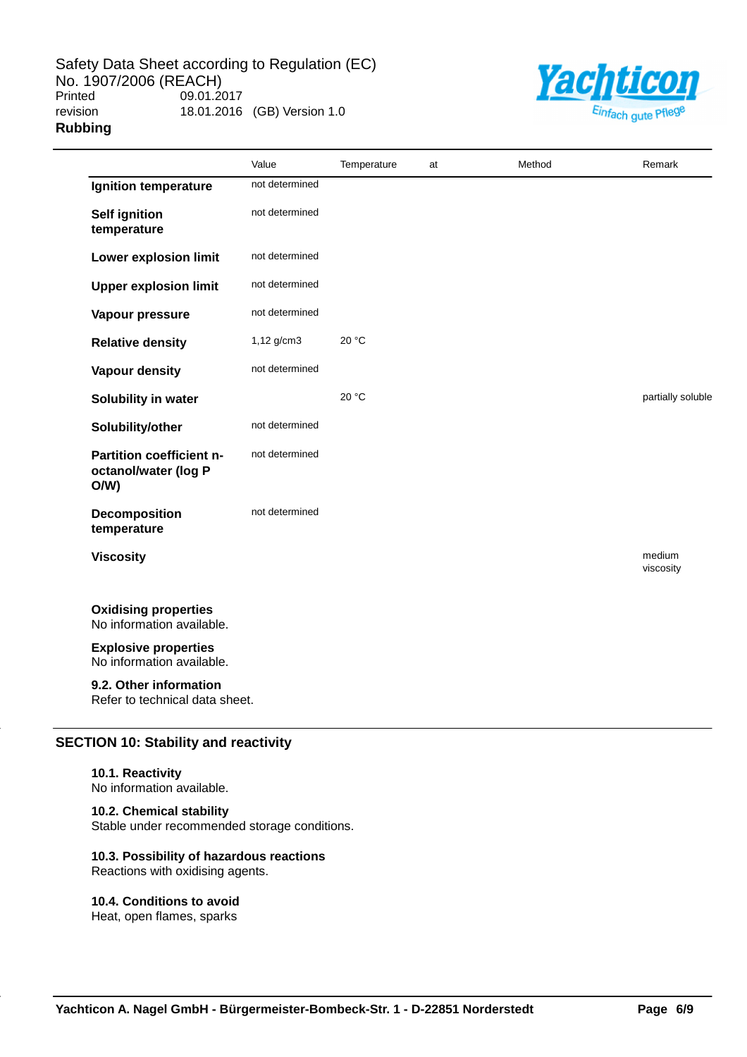| | Value | Temperature | at | Method | Remark |
|---|---|---|---|---|---|
| **Ignition temperature** | not determined | | | | |
| **Self ignition temperature** | not determined | | | | |
| **Lower explosion limit** | not determined | | | | |
| **Upper explosion limit** | not determined | | | | |
| **Vapour pressure** | not determined | | | | |
| **Relative density** | 1,12 g/cm3 | 20 °C | | | |
| **Vapour density** | not determined | | | | |
| **Solubility in water** | | 20 °C | | | partially soluble |
| **Solubility/other** | not determined | | | | |
| **Partition coefficient n-octanol/water (log P O/W)** | not determined | | | | |
| **Decomposition temperature** | not determined | | | | |
| **Viscosity** | | | | | medium viscosity |

**Oxidising properties**
No information available.

**Explosive properties**
No information available.

**9.2. Other information**
Refer to technical data sheet.

## SECTION 10: Stability and reactivity

**10.1. Reactivity**
No information available.

**10.2. Chemical stability**
Stable under recommended storage conditions.

**10.3. Possibility of hazardous reactions**
Reactions with oxidising agents.

**10.4. Conditions to avoid**
Heat, open flames, sparks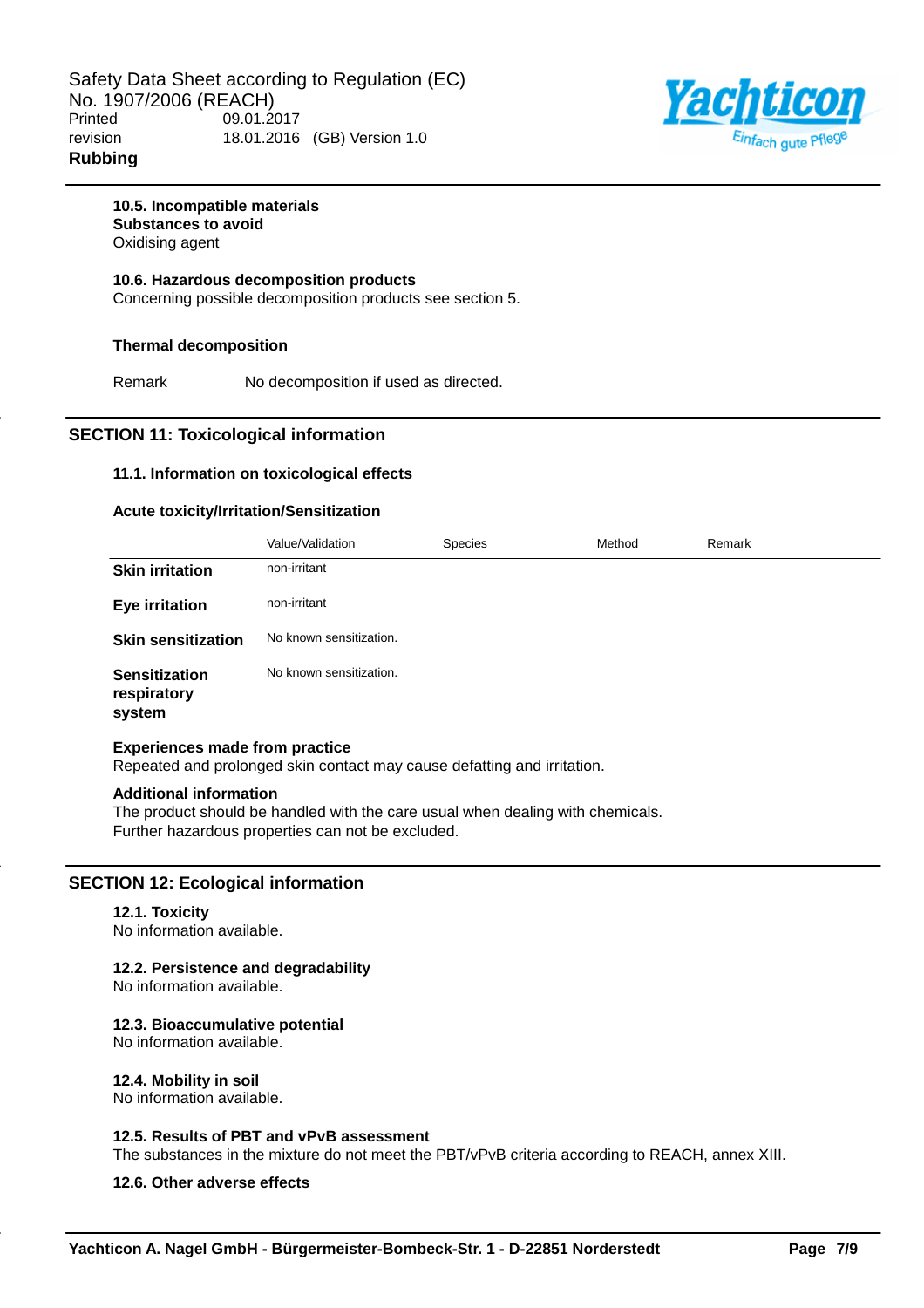#### 10.5. Incompatible materials

**Substances to avoid**

Oxidising agent

#### 10.6. Hazardous decomposition products

Concerning possible decomposition products see section 5.

**Thermal decomposition**

Remark — No decomposition if used as directed.

## SECTION 11: Toxicological information

### 11.1. Information on toxicological effects

**Acute toxicity/Irritation/Sensitization**

| | Value/Validation | Species | Method | Remark |
|---|---|---|---|---|
| **Skin irritation** | non-irritant | | | |
| **Eye irritation** | non-irritant | | | |
| **Skin sensitization** | No known sensitization. | | | |
| **Sensitization respiratory system** | No known sensitization. | | | |

**Experiences made from practice**

Repeated and prolonged skin contact may cause defatting and irritation.

**Additional information**

The product should be handled with the care usual when dealing with chemicals.
Further hazardous properties can not be excluded.

## SECTION 12: Ecological information

#### 12.1. Toxicity

No information available.

#### 12.2. Persistence and degradability

No information available.

#### 12.3. Bioaccumulative potential

No information available.

#### 12.4. Mobility in soil

No information available.

#### 12.5. Results of PBT and vPvB assessment

The substances in the mixture do not meet the PBT/vPvB criteria according to REACH, annex XIII.

#### 12.6. Other adverse effects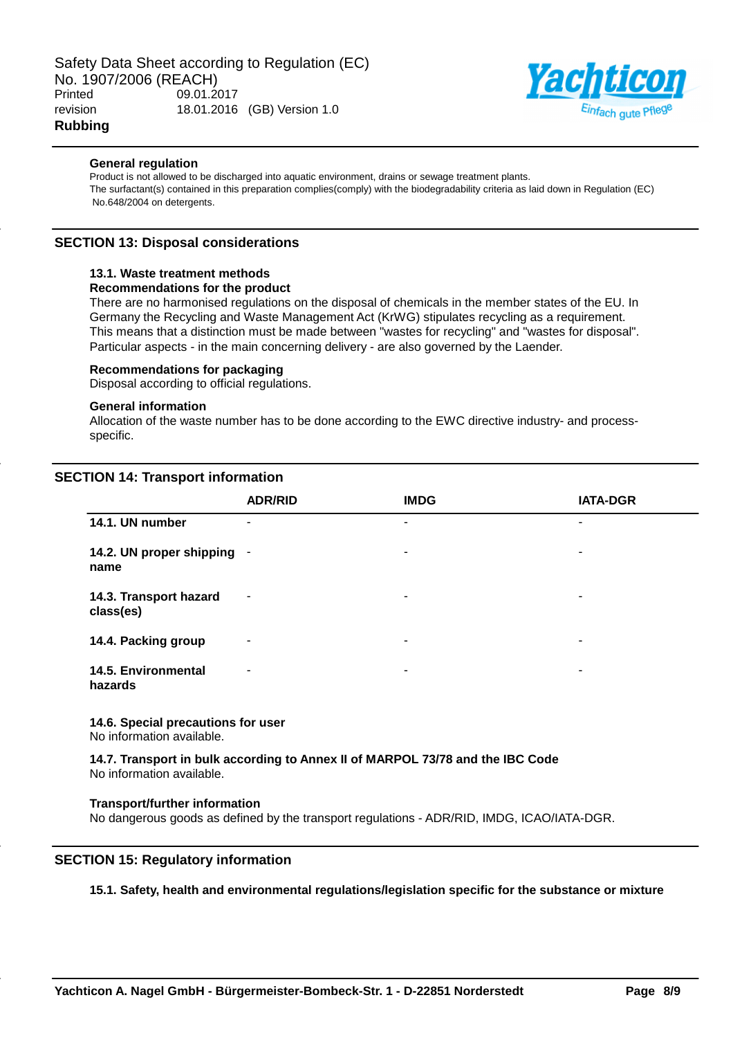**General regulation**

Product is not allowed to be discharged into aquatic environment, drains or sewage treatment plants.
The surfactant(s) contained in this preparation complies(comply) with the biodegradability criteria as laid down in Regulation (EC) No.648/2004 on detergents.

## SECTION 13: Disposal considerations

### 13.1. Waste treatment methods

**Recommendations for the product**

There are no harmonised regulations on the disposal of chemicals in the member states of the EU. In Germany the Recycling and Waste Management Act (KrWG) stipulates recycling as a requirement. This means that a distinction must be made between "wastes for recycling" and "wastes for disposal". Particular aspects - in the main concerning delivery - are also governed by the Laender.

**Recommendations for packaging**

Disposal according to official regulations.

**General information**

Allocation of the waste number has to be done according to the EWC directive industry- and process-specific.

## SECTION 14: Transport information

| | ADR/RID | IMDG | IATA-DGR |
|---|---|---|---|
| **14.1. UN number** | - | - | - |
| **14.2. UN proper shipping name** | - | - | - |
| **14.3. Transport hazard class(es)** | - | - | - |
| **14.4. Packing group** | - | - | - |
| **14.5. Environmental hazards** | - | - | - |

**14.6. Special precautions for user**

No information available.

**14.7. Transport in bulk according to Annex II of MARPOL 73/78 and the IBC Code**

No information available.

**Transport/further information**

No dangerous goods as defined by the transport regulations - ADR/RID, IMDG, ICAO/IATA-DGR.

## SECTION 15: Regulatory information

**15.1. Safety, health and environmental regulations/legislation specific for the substance or mixture**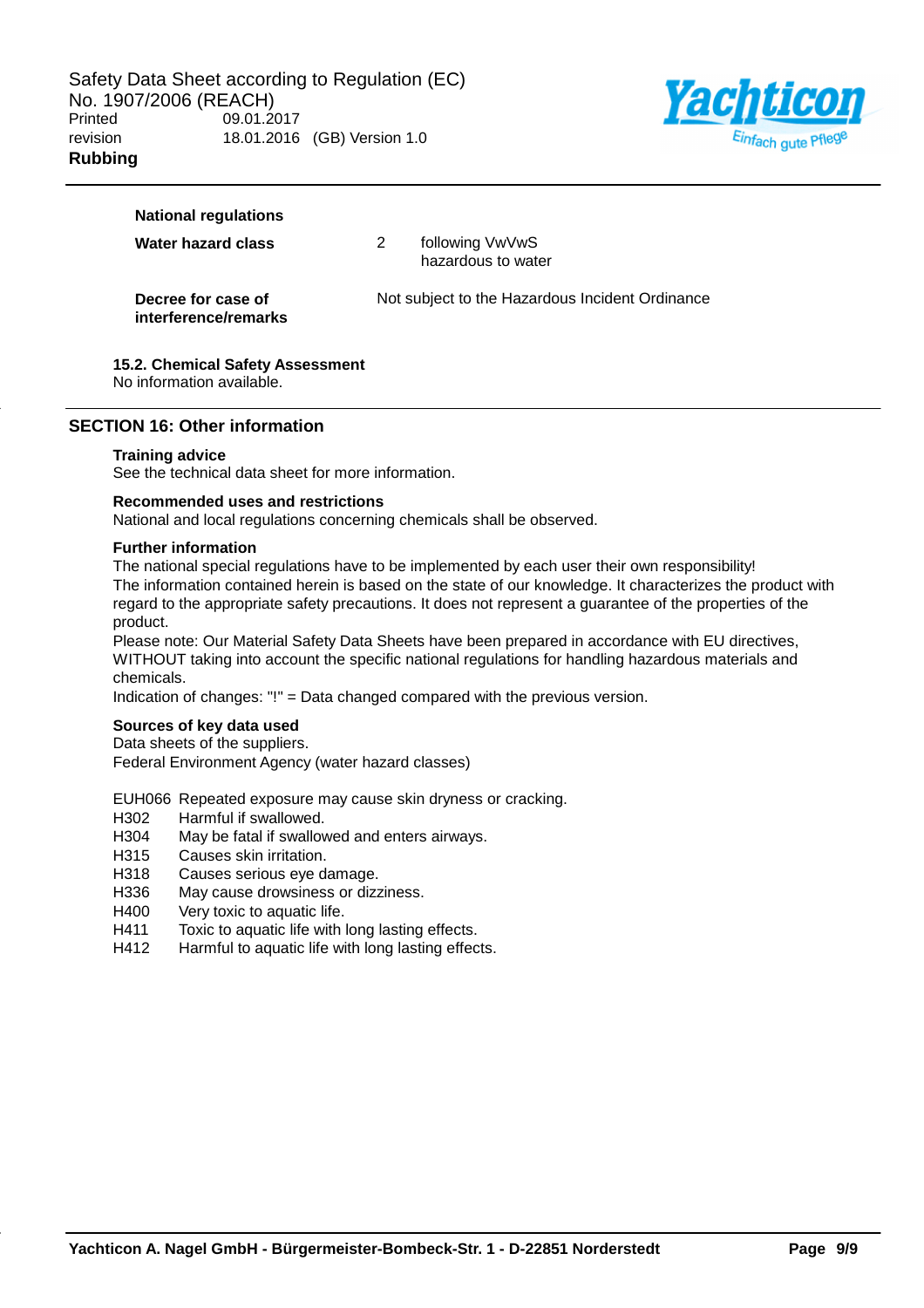**National regulations**

| | | |
|---|---|---|
| **Water hazard class** | 2 | following VwVwS<br>hazardous to water |
| **Decree for case of interference/remarks** | Not subject to the Hazardous Incident Ordinance | |

**15.2. Chemical Safety Assessment**

No information available.

## SECTION 16: Other information

**Training advice**

See the technical data sheet for more information.

**Recommended uses and restrictions**

National and local regulations concerning chemicals shall be observed.

**Further information**

The national special regulations have to be implemented by each user their own responsibility!
The information contained herein is based on the state of our knowledge. It characterizes the product with regard to the appropriate safety precautions. It does not represent a guarantee of the properties of the product.
Please note: Our Material Safety Data Sheets have been prepared in accordance with EU directives, WITHOUT taking into account the specific national regulations for handling hazardous materials and chemicals.
Indication of changes: "!" = Data changed compared with the previous version.

**Sources of key data used**

Data sheets of the suppliers.
Federal Environment Agency (water hazard classes)

| | |
|---|---|
| EUH066 | Repeated exposure may cause skin dryness or cracking. |
| H302 | Harmful if swallowed. |
| H304 | May be fatal if swallowed and enters airways. |
| H315 | Causes skin irritation. |
| H318 | Causes serious eye damage. |
| H336 | May cause drowsiness or dizziness. |
| H400 | Very toxic to aquatic life. |
| H411 | Toxic to aquatic life with long lasting effects. |
| H412 | Harmful to aquatic life with long lasting effects. |